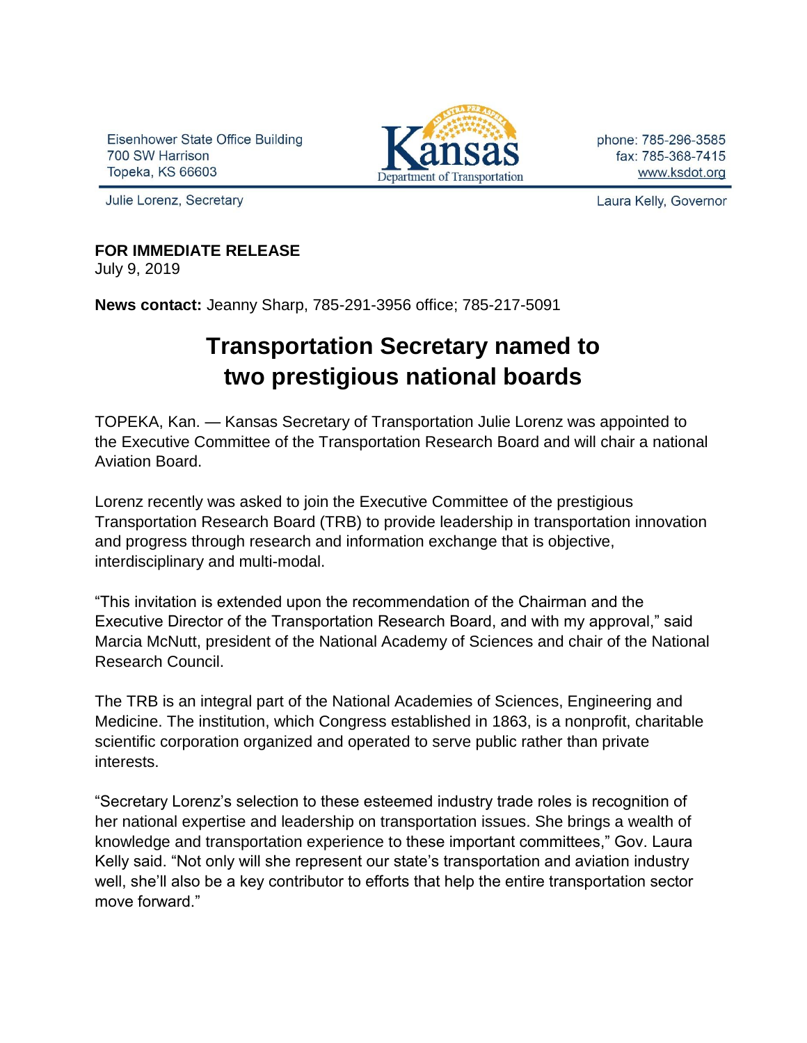Eisenhower State Office Building
700 SW Harrison
Topeka, KS 66603

Kansas Department of Transportation

phone: 785-296-3585
fax: 785-368-7415
www.ksdot.org

Julie Lorenz, Secretary

Laura Kelly, Governor

**FOR IMMEDIATE RELEASE**
July 9, 2019

**News contact:** Jeanny Sharp, 785-291-3956 office; 785-217-5091

# Transportation Secretary named to two prestigious national boards

TOPEKA, Kan. — Kansas Secretary of Transportation Julie Lorenz was appointed to the Executive Committee of the Transportation Research Board and will chair a national Aviation Board.

Lorenz recently was asked to join the Executive Committee of the prestigious Transportation Research Board (TRB) to provide leadership in transportation innovation and progress through research and information exchange that is objective, interdisciplinary and multi-modal.

"This invitation is extended upon the recommendation of the Chairman and the Executive Director of the Transportation Research Board, and with my approval," said Marcia McNutt, president of the National Academy of Sciences and chair of the National Research Council.

The TRB is an integral part of the National Academies of Sciences, Engineering and Medicine. The institution, which Congress established in 1863, is a nonprofit, charitable scientific corporation organized and operated to serve public rather than private interests.

"Secretary Lorenz's selection to these esteemed industry trade roles is recognition of her national expertise and leadership on transportation issues. She brings a wealth of knowledge and transportation experience to these important committees," Gov. Laura Kelly said. "Not only will she represent our state's transportation and aviation industry well, she'll also be a key contributor to efforts that help the entire transportation sector move forward."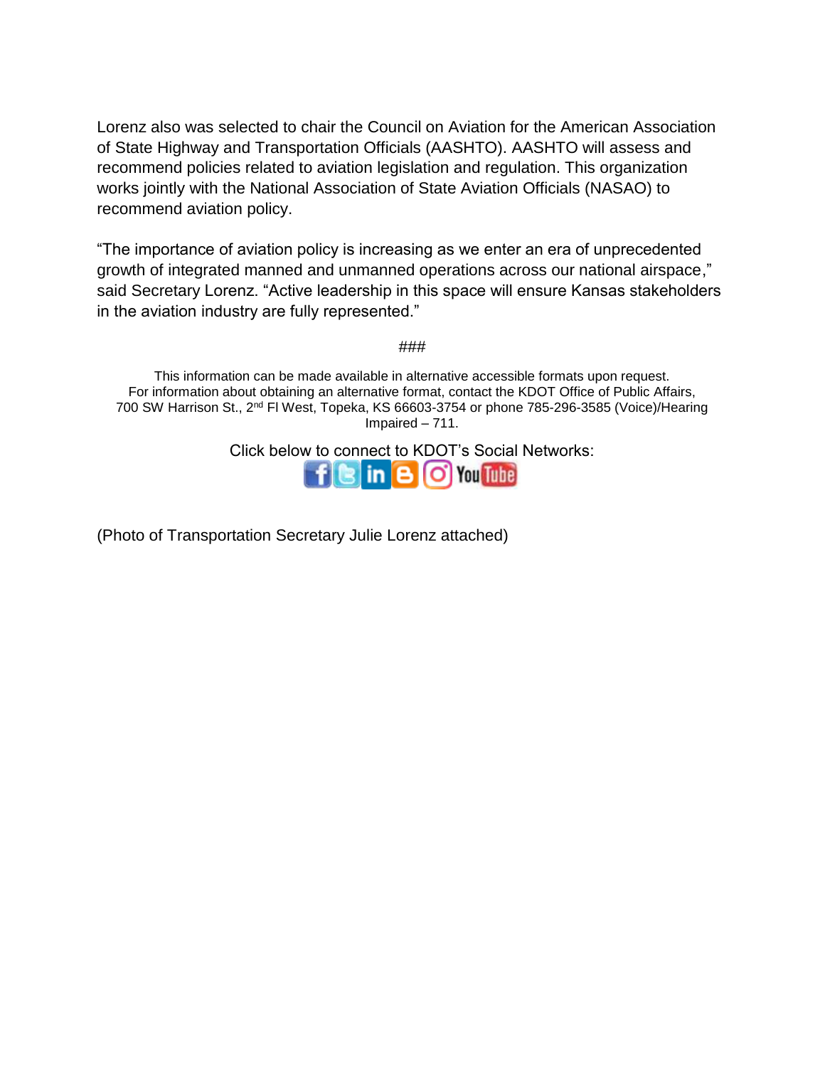Lorenz also was selected to chair the Council on Aviation for the American Association of State Highway and Transportation Officials (AASHTO). AASHTO will assess and recommend policies related to aviation legislation and regulation. This organization works jointly with the National Association of State Aviation Officials (NASAO) to recommend aviation policy.

"The importance of aviation policy is increasing as we enter an era of unprecedented growth of integrated manned and unmanned operations across our national airspace," said Secretary Lorenz. "Active leadership in this space will ensure Kansas stakeholders in the aviation industry are fully represented."

###

This information can be made available in alternative accessible formats upon request. For information about obtaining an alternative format, contact the KDOT Office of Public Affairs, 700 SW Harrison St., 2nd Fl West, Topeka, KS 66603-3754 or phone 785-296-3585 (Voice)/Hearing Impaired – 711.

Click below to connect to KDOT's Social Networks:

(Photo of Transportation Secretary Julie Lorenz attached)